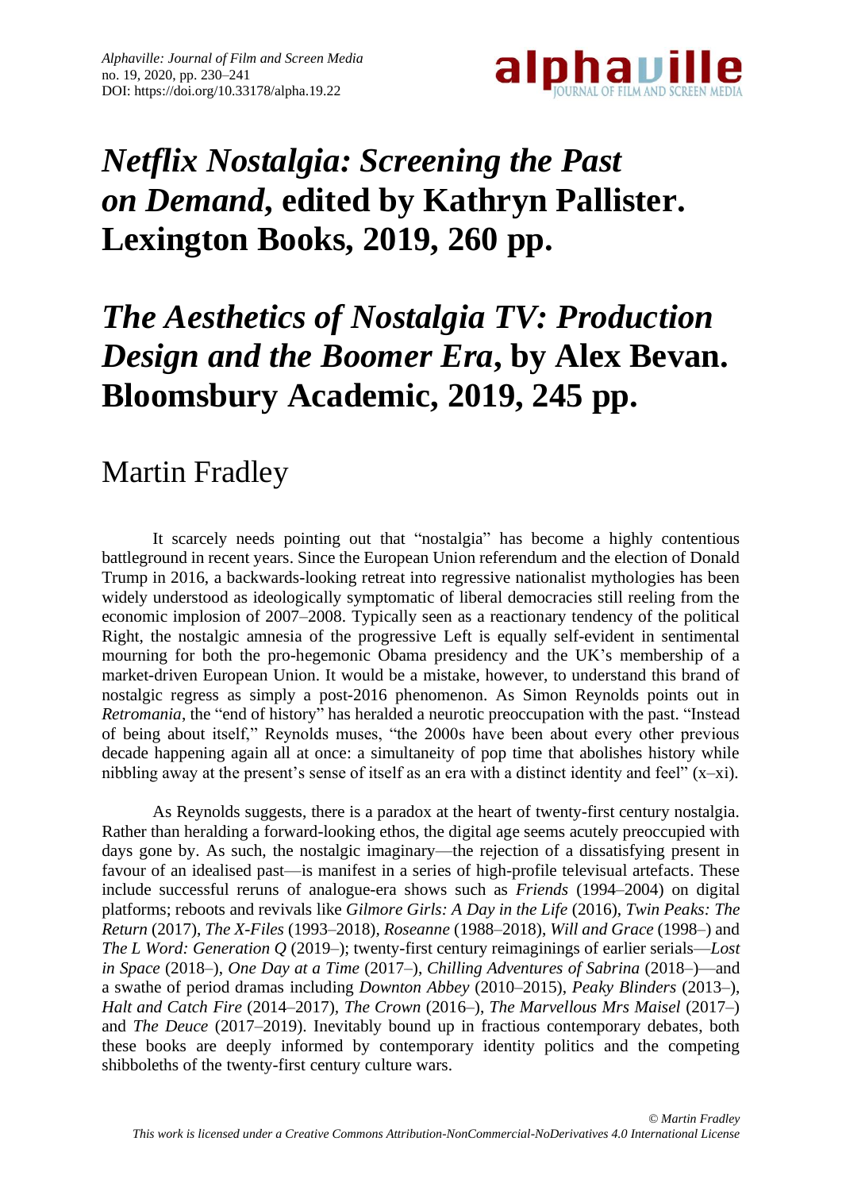# *Netflix Nostalgia: Screening the Past on Demand*, edited by Kathryn Pallister. Lexington Books, 2019, 260 pp.

# *The Aesthetics of Nostalgia TV: Production Design and the Boomer Era*, by Alex Bevan. Bloomsbury Academic, 2019, 245 pp.

## Martin Fradley

It scarcely needs pointing out that "nostalgia" has become a highly contentious battleground in recent years. Since the European Union referendum and the election of Donald Trump in 2016, a backwards-looking retreat into regressive nationalist mythologies has been widely understood as ideologically symptomatic of liberal democracies still reeling from the economic implosion of 2007–2008. Typically seen as a reactionary tendency of the political Right, the nostalgic amnesia of the progressive Left is equally self-evident in sentimental mourning for both the pro-hegemonic Obama presidency and the UK's membership of a market-driven European Union. It would be a mistake, however, to understand this brand of nostalgic regress as simply a post-2016 phenomenon. As Simon Reynolds points out in *Retromania*, the "end of history" has heralded a neurotic preoccupation with the past. "Instead of being about itself," Reynolds muses, "the 2000s have been about every other previous decade happening again all at once: a simultaneity of pop time that abolishes history while nibbling away at the present's sense of itself as an era with a distinct identity and feel" (x–xi).

As Reynolds suggests, there is a paradox at the heart of twenty-first century nostalgia. Rather than heralding a forward-looking ethos, the digital age seems acutely preoccupied with days gone by. As such, the nostalgic imaginary—the rejection of a dissatisfying present in favour of an idealised past—is manifest in a series of high-profile televisual artefacts. These include successful reruns of analogue-era shows such as *Friends* (1994–2004) on digital platforms; reboots and revivals like *Gilmore Girls: A Day in the Life* (2016), *Twin Peaks: The Return* (2017), *The X-Files* (1993–2018), *Roseanne* (1988–2018), *Will and Grace* (1998–) and *The L Word: Generation Q* (2019–); twenty-first century reimaginings of earlier serials—*Lost in Space* (2018–), *One Day at a Time* (2017–), *Chilling Adventures of Sabrina* (2018–)—and a swathe of period dramas including *Downton Abbey* (2010–2015), *Peaky Blinders* (2013–), *Halt and Catch Fire* (2014–2017), *The Crown* (2016–), *The Marvellous Mrs Maisel* (2017–) and *The Deuce* (2017–2019). Inevitably bound up in fractious contemporary debates, both these books are deeply informed by contemporary identity politics and the competing shibboleths of the twenty-first century culture wars.

*© Martin Fradley*
*This work is licensed under a Creative Commons Attribution-NonCommercial-NoDerivatives 4.0 International License*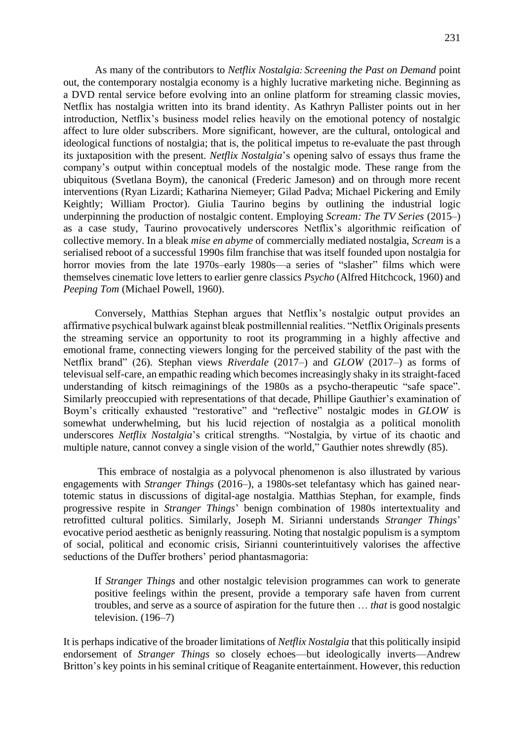As many of the contributors to *Netflix Nostalgia: Screening the Past on Demand* point out, the contemporary nostalgia economy is a highly lucrative marketing niche. Beginning as a DVD rental service before evolving into an online platform for streaming classic movies, Netflix has nostalgia written into its brand identity. As Kathryn Pallister points out in her introduction, Netflix's business model relies heavily on the emotional potency of nostalgic affect to lure older subscribers. More significant, however, are the cultural, ontological and ideological functions of nostalgia; that is, the political impetus to re-evaluate the past through its juxtaposition with the present. *Netflix Nostalgia*'s opening salvo of essays thus frame the company's output within conceptual models of the nostalgic mode. These range from the ubiquitous (Svetlana Boym), the canonical (Frederic Jameson) and on through more recent interventions (Ryan Lizardi; Katharina Niemeyer; Gilad Padva; Michael Pickering and Emily Keightly; William Proctor). Giulia Taurino begins by outlining the industrial logic underpinning the production of nostalgic content. Employing *Scream: The TV Series* (2015–) as a case study, Taurino provocatively underscores Netflix's algorithmic reification of collective memory. In a bleak *mise en abyme* of commercially mediated nostalgia, *Scream* is a serialised reboot of a successful 1990s film franchise that was itself founded upon nostalgia for horror movies from the late 1970s–early 1980s—a series of "slasher" films which were themselves cinematic love letters to earlier genre classics *Psycho* (Alfred Hitchcock, 1960) and *Peeping Tom* (Michael Powell, 1960).

Conversely, Matthias Stephan argues that Netflix's nostalgic output provides an affirmative psychical bulwark against bleak postmillennial realities. "Netflix Originals presents the streaming service an opportunity to root its programming in a highly affective and emotional frame, connecting viewers longing for the perceived stability of the past with the Netflix brand" (26). Stephan views *Riverdale* (2017–) and *GLOW* (2017–) as forms of televisual self-care, an empathic reading which becomes increasingly shaky in its straight-faced understanding of kitsch reimaginings of the 1980s as a psycho-therapeutic "safe space". Similarly preoccupied with representations of that decade, Phillipe Gauthier's examination of Boym's critically exhausted "restorative" and "reflective" nostalgic modes in *GLOW* is somewhat underwhelming, but his lucid rejection of nostalgia as a political monolith underscores *Netflix Nostalgia*'s critical strengths. "Nostalgia, by virtue of its chaotic and multiple nature, cannot convey a single vision of the world," Gauthier notes shrewdly (85).

This embrace of nostalgia as a polyvocal phenomenon is also illustrated by various engagements with *Stranger Things* (2016–), a 1980s-set telefantasy which has gained near-totemic status in discussions of digital-age nostalgia. Matthias Stephan, for example, finds progressive respite in *Stranger Things*' benign combination of 1980s intertextuality and retrofitted cultural politics. Similarly, Joseph M. Sirianni understands *Stranger Things*' evocative period aesthetic as benignly reassuring. Noting that nostalgic populism is a symptom of social, political and economic crisis, Sirianni counterintuitively valorises the affective seductions of the Duffer brothers' period phantasmagoria:

> If *Stranger Things* and other nostalgic television programmes can work to generate positive feelings within the present, provide a temporary safe haven from current troubles, and serve as a source of aspiration for the future then … *that* is good nostalgic television. (196–7)

It is perhaps indicative of the broader limitations of *Netflix Nostalgia* that this politically insipid endorsement of *Stranger Things* so closely echoes—but ideologically inverts—Andrew Britton's key points in his seminal critique of Reaganite entertainment. However, this reduction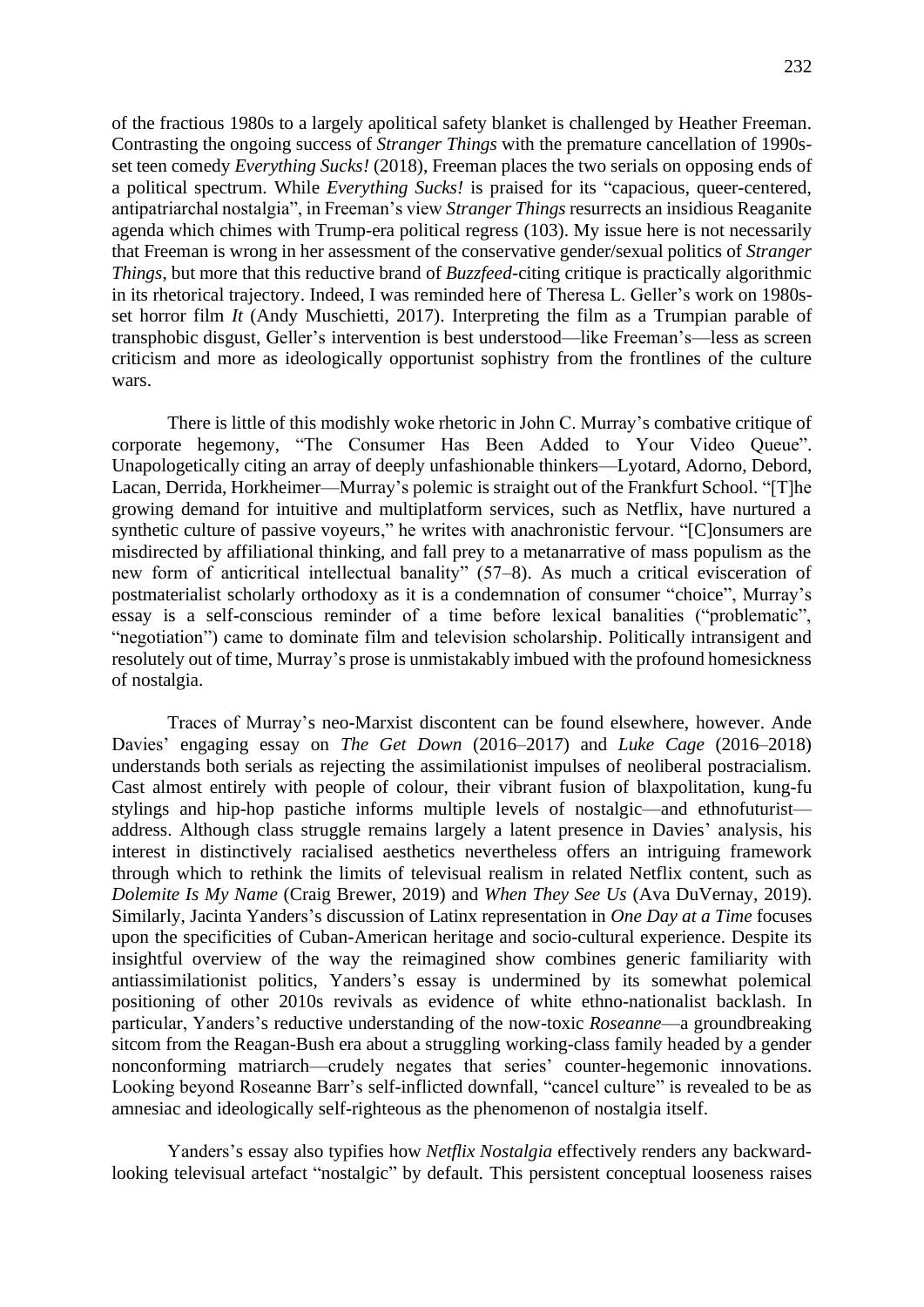of the fractious 1980s to a largely apolitical safety blanket is challenged by Heather Freeman. Contrasting the ongoing success of *Stranger Things* with the premature cancellation of 1990s-set teen comedy *Everything Sucks!* (2018), Freeman places the two serials on opposing ends of a political spectrum. While *Everything Sucks!* is praised for its "capacious, queer-centered, antipatriarchal nostalgia", in Freeman's view *Stranger Things* resurrects an insidious Reaganite agenda which chimes with Trump-era political regress (103). My issue here is not necessarily that Freeman is wrong in her assessment of the conservative gender/sexual politics of *Stranger Things*, but more that this reductive brand of *Buzzfeed*-citing critique is practically algorithmic in its rhetorical trajectory. Indeed, I was reminded here of Theresa L. Geller's work on 1980s-set horror film *It* (Andy Muschietti, 2017). Interpreting the film as a Trumpian parable of transphobic disgust, Geller's intervention is best understood—like Freeman's—less as screen criticism and more as ideologically opportunist sophistry from the frontlines of the culture wars.

There is little of this modishly woke rhetoric in John C. Murray's combative critique of corporate hegemony, "The Consumer Has Been Added to Your Video Queue". Unapologetically citing an array of deeply unfashionable thinkers—Lyotard, Adorno, Debord, Lacan, Derrida, Horkheimer—Murray's polemic is straight out of the Frankfurt School. "[T]he growing demand for intuitive and multiplatform services, such as Netflix, have nurtured a synthetic culture of passive voyeurs," he writes with anachronistic fervour. "[C]onsumers are misdirected by affiliational thinking, and fall prey to a metanarrative of mass populism as the new form of anticritical intellectual banality" (57–8). As much a critical evisceration of postmaterialist scholarly orthodoxy as it is a condemnation of consumer "choice", Murray's essay is a self-conscious reminder of a time before lexical banalities ("problematic", "negotiation") came to dominate film and television scholarship. Politically intransigent and resolutely out of time, Murray's prose is unmistakably imbued with the profound homesickness of nostalgia.

Traces of Murray's neo-Marxist discontent can be found elsewhere, however. Ande Davies' engaging essay on *The Get Down* (2016–2017) and *Luke Cage* (2016–2018) understands both serials as rejecting the assimilationist impulses of neoliberal postracialism. Cast almost entirely with people of colour, their vibrant fusion of blaxploitation, kung-fu stylings and hip-hop pastiche informs multiple levels of nostalgic—and ethnofuturist—address. Although class struggle remains largely a latent presence in Davies' analysis, his interest in distinctively racialised aesthetics nevertheless offers an intriguing framework through which to rethink the limits of televisual realism in related Netflix content, such as *Dolemite Is My Name* (Craig Brewer, 2019) and *When They See Us* (Ava DuVernay, 2019). Similarly, Jacinta Yanders's discussion of Latinx representation in *One Day at a Time* focuses upon the specificities of Cuban-American heritage and socio-cultural experience. Despite its insightful overview of the way the reimagined show combines generic familiarity with antiassimilationist politics, Yanders's essay is undermined by its somewhat polemical positioning of other 2010s revivals as evidence of white ethno-nationalist backlash. In particular, Yanders's reductive understanding of the now-toxic *Roseanne*—a groundbreaking sitcom from the Reagan-Bush era about a struggling working-class family headed by a gender nonconforming matriarch—crudely negates that series' counter-hegemonic innovations. Looking beyond Roseanne Barr's self-inflicted downfall, "cancel culture" is revealed to be as amnesiac and ideologically self-righteous as the phenomenon of nostalgia itself.

Yanders's essay also typifies how *Netflix Nostalgia* effectively renders any backward-looking televisual artefact "nostalgic" by default. This persistent conceptual looseness raises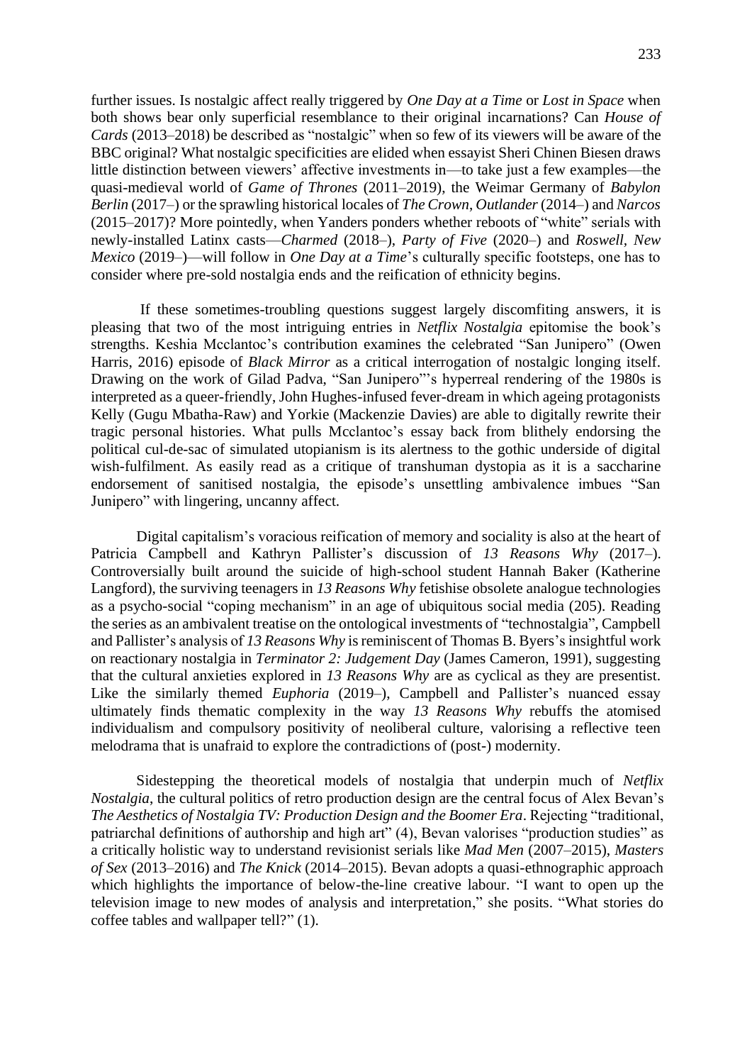further issues. Is nostalgic affect really triggered by *One Day at a Time* or *Lost in Space* when both shows bear only superficial resemblance to their original incarnations? Can *House of Cards* (2013–2018) be described as "nostalgic" when so few of its viewers will be aware of the BBC original? What nostalgic specificities are elided when essayist Sheri Chinen Biesen draws little distinction between viewers' affective investments in—to take just a few examples—the quasi-medieval world of *Game of Thrones* (2011–2019), the Weimar Germany of *Babylon Berlin* (2017–) or the sprawling historical locales of *The Crown*, *Outlander* (2014–) and *Narcos* (2015–2017)? More pointedly, when Yanders ponders whether reboots of "white" serials with newly-installed Latinx casts—*Charmed* (2018–), *Party of Five* (2020–) and *Roswell, New Mexico* (2019–)—will follow in *One Day at a Time*'s culturally specific footsteps, one has to consider where pre-sold nostalgia ends and the reification of ethnicity begins.

If these sometimes-troubling questions suggest largely discomfiting answers, it is pleasing that two of the most intriguing entries in *Netflix Nostalgia* epitomise the book's strengths. Keshia Mcclantoc's contribution examines the celebrated "San Junipero" (Owen Harris, 2016) episode of *Black Mirror* as a critical interrogation of nostalgic longing itself. Drawing on the work of Gilad Padva, "San Junipero"'s hyperreal rendering of the 1980s is interpreted as a queer-friendly, John Hughes-infused fever-dream in which ageing protagonists Kelly (Gugu Mbatha-Raw) and Yorkie (Mackenzie Davies) are able to digitally rewrite their tragic personal histories. What pulls Mcclantoc's essay back from blithely endorsing the political cul-de-sac of simulated utopianism is its alertness to the gothic underside of digital wish-fulfilment. As easily read as a critique of transhuman dystopia as it is a saccharine endorsement of sanitised nostalgia, the episode's unsettling ambivalence imbues "San Junipero" with lingering, uncanny affect.

Digital capitalism's voracious reification of memory and sociality is also at the heart of Patricia Campbell and Kathryn Pallister's discussion of *13 Reasons Why* (2017–). Controversially built around the suicide of high-school student Hannah Baker (Katherine Langford), the surviving teenagers in *13 Reasons Why* fetishise obsolete analogue technologies as a psycho-social "coping mechanism" in an age of ubiquitous social media (205). Reading the series as an ambivalent treatise on the ontological investments of "technostalgia", Campbell and Pallister's analysis of *13 Reasons Why* is reminiscent of Thomas B. Byers's insightful work on reactionary nostalgia in *Terminator 2: Judgement Day* (James Cameron, 1991), suggesting that the cultural anxieties explored in *13 Reasons Why* are as cyclical as they are presentist. Like the similarly themed *Euphoria* (2019–), Campbell and Pallister's nuanced essay ultimately finds thematic complexity in the way *13 Reasons Why* rebuffs the atomised individualism and compulsory positivity of neoliberal culture, valorising a reflective teen melodrama that is unafraid to explore the contradictions of (post-) modernity.

Sidestepping the theoretical models of nostalgia that underpin much of *Netflix Nostalgia*, the cultural politics of retro production design are the central focus of Alex Bevan's *The Aesthetics of Nostalgia TV: Production Design and the Boomer Era*. Rejecting "traditional, patriarchal definitions of authorship and high art" (4), Bevan valorises "production studies" as a critically holistic way to understand revisionist serials like *Mad Men* (2007–2015), *Masters of Sex* (2013–2016) and *The Knick* (2014–2015). Bevan adopts a quasi-ethnographic approach which highlights the importance of below-the-line creative labour. "I want to open up the television image to new modes of analysis and interpretation," she posits. "What stories do coffee tables and wallpaper tell?" (1).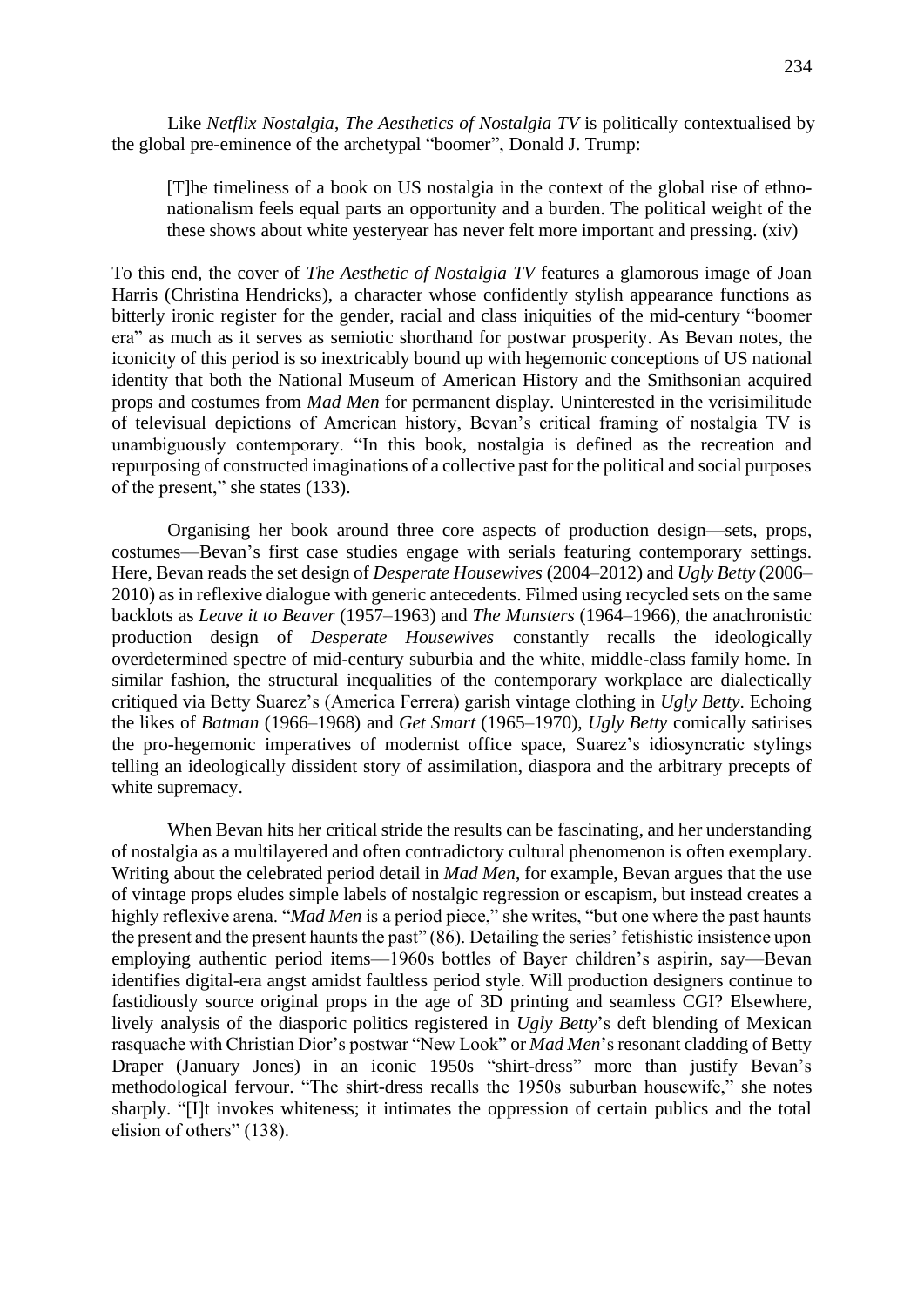Like *Netflix Nostalgia*, *The Aesthetics of Nostalgia TV* is politically contextualised by the global pre-eminence of the archetypal "boomer", Donald J. Trump:

> [T]he timeliness of a book on US nostalgia in the context of the global rise of ethno-nationalism feels equal parts an opportunity and a burden. The political weight of the these shows about white yesteryear has never felt more important and pressing. (xiv)

To this end, the cover of *The Aesthetic of Nostalgia TV* features a glamorous image of Joan Harris (Christina Hendricks), a character whose confidently stylish appearance functions as bitterly ironic register for the gender, racial and class iniquities of the mid-century "boomer era" as much as it serves as semiotic shorthand for postwar prosperity. As Bevan notes, the iconicity of this period is so inextricably bound up with hegemonic conceptions of US national identity that both the National Museum of American History and the Smithsonian acquired props and costumes from *Mad Men* for permanent display. Uninterested in the verisimilitude of televisual depictions of American history, Bevan's critical framing of nostalgia TV is unambiguously contemporary. "In this book, nostalgia is defined as the recreation and repurposing of constructed imaginations of a collective past for the political and social purposes of the present," she states (133).

Organising her book around three core aspects of production design—sets, props, costumes—Bevan's first case studies engage with serials featuring contemporary settings. Here, Bevan reads the set design of *Desperate Housewives* (2004–2012) and *Ugly Betty* (2006–2010) as in reflexive dialogue with generic antecedents. Filmed using recycled sets on the same backlots as *Leave it to Beaver* (1957–1963) and *The Munsters* (1964–1966), the anachronistic production design of *Desperate Housewives* constantly recalls the ideologically overdetermined spectre of mid-century suburbia and the white, middle-class family home. In similar fashion, the structural inequalities of the contemporary workplace are dialectically critiqued via Betty Suarez's (America Ferrera) garish vintage clothing in *Ugly Betty*. Echoing the likes of *Batman* (1966–1968) and *Get Smart* (1965–1970), *Ugly Betty* comically satirises the pro-hegemonic imperatives of modernist office space, Suarez's idiosyncratic stylings telling an ideologically dissident story of assimilation, diaspora and the arbitrary precepts of white supremacy.

When Bevan hits her critical stride the results can be fascinating, and her understanding of nostalgia as a multilayered and often contradictory cultural phenomenon is often exemplary. Writing about the celebrated period detail in *Mad Men*, for example, Bevan argues that the use of vintage props eludes simple labels of nostalgic regression or escapism, but instead creates a highly reflexive arena. "*Mad Men* is a period piece," she writes, "but one where the past haunts the present and the present haunts the past" (86). Detailing the series' fetishistic insistence upon employing authentic period items—1960s bottles of Bayer children's aspirin, say—Bevan identifies digital-era angst amidst faultless period style. Will production designers continue to fastidiously source original props in the age of 3D printing and seamless CGI? Elsewhere, lively analysis of the diasporic politics registered in *Ugly Betty*'s deft blending of Mexican rasquache with Christian Dior's postwar "New Look" or *Mad Men*'s resonant cladding of Betty Draper (January Jones) in an iconic 1950s "shirt-dress" more than justify Bevan's methodological fervour. "The shirt-dress recalls the 1950s suburban housewife," she notes sharply. "[I]t invokes whiteness; it intimates the oppression of certain publics and the total elision of others" (138).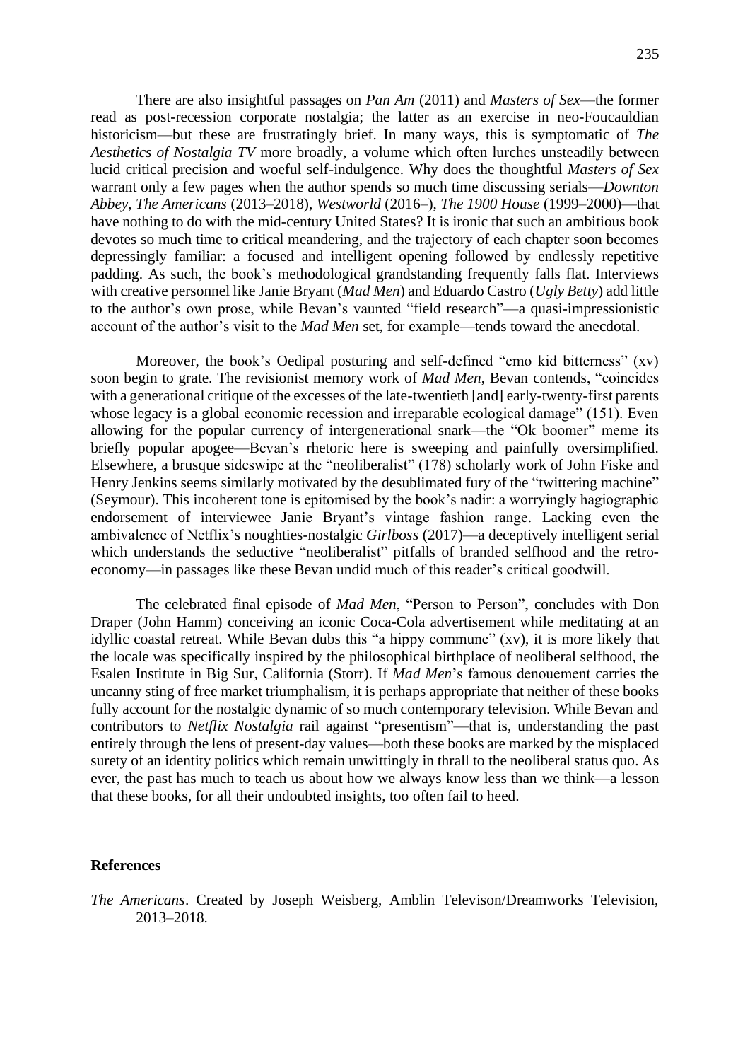There are also insightful passages on *Pan Am* (2011) and *Masters of Sex*—the former read as post-recession corporate nostalgia; the latter as an exercise in neo-Foucauldian historicism—but these are frustratingly brief. In many ways, this is symptomatic of *The Aesthetics of Nostalgia TV* more broadly, a volume which often lurches unsteadily between lucid critical precision and woeful self-indulgence. Why does the thoughtful *Masters of Sex* warrant only a few pages when the author spends so much time discussing serials—*Downton Abbey*, *The Americans* (2013–2018), *Westworld* (2016–), *The 1900 House* (1999–2000)—that have nothing to do with the mid-century United States? It is ironic that such an ambitious book devotes so much time to critical meandering, and the trajectory of each chapter soon becomes depressingly familiar: a focused and intelligent opening followed by endlessly repetitive padding. As such, the book's methodological grandstanding frequently falls flat. Interviews with creative personnel like Janie Bryant (*Mad Men*) and Eduardo Castro (*Ugly Betty*) add little to the author's own prose, while Bevan's vaunted "field research"—a quasi-impressionistic account of the author's visit to the *Mad Men* set, for example—tends toward the anecdotal.

Moreover, the book's Oedipal posturing and self-defined "emo kid bitterness" (xv) soon begin to grate. The revisionist memory work of *Mad Men*, Bevan contends, "coincides with a generational critique of the excesses of the late-twentieth [and] early-twenty-first parents whose legacy is a global economic recession and irreparable ecological damage" (151). Even allowing for the popular currency of intergenerational snark—the "Ok boomer" meme its briefly popular apogee—Bevan's rhetoric here is sweeping and painfully oversimplified. Elsewhere, a brusque sideswipe at the "neoliberalist" (178) scholarly work of John Fiske and Henry Jenkins seems similarly motivated by the desublimated fury of the "twittering machine" (Seymour). This incoherent tone is epitomised by the book's nadir: a worryingly hagiographic endorsement of interviewee Janie Bryant's vintage fashion range. Lacking even the ambivalence of Netflix's noughties-nostalgic *Girlboss* (2017)—a deceptively intelligent serial which understands the seductive "neoliberalist" pitfalls of branded selfhood and the retro-economy—in passages like these Bevan undid much of this reader's critical goodwill.

The celebrated final episode of *Mad Men*, "Person to Person", concludes with Don Draper (John Hamm) conceiving an iconic Coca-Cola advertisement while meditating at an idyllic coastal retreat. While Bevan dubs this "a hippy commune" (xv), it is more likely that the locale was specifically inspired by the philosophical birthplace of neoliberal selfhood, the Esalen Institute in Big Sur, California (Storr). If *Mad Men*'s famous denouement carries the uncanny sting of free market triumphalism, it is perhaps appropriate that neither of these books fully account for the nostalgic dynamic of so much contemporary television. While Bevan and contributors to *Netflix Nostalgia* rail against "presentism"—that is, understanding the past entirely through the lens of present-day values—both these books are marked by the misplaced surety of an identity politics which remain unwittingly in thrall to the neoliberal status quo. As ever, the past has much to teach us about how we always know less than we think—a lesson that these books, for all their undoubted insights, too often fail to heed.

## References

*The Americans*. Created by Joseph Weisberg, Amblin Televison/Dreamworks Television, 2013–2018.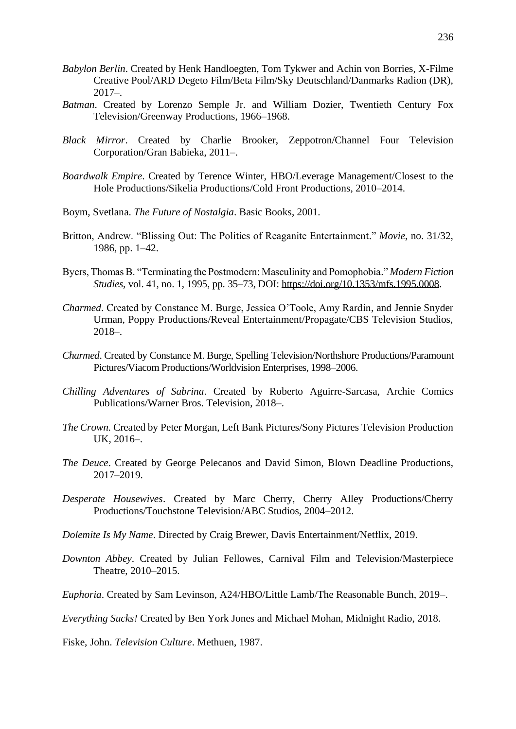*Babylon Berlin*. Created by Henk Handloegten, Tom Tykwer and Achin von Borries, X-Filme Creative Pool/ARD Degeto Film/Beta Film/Sky Deutschland/Danmarks Radion (DR), 2017–.

*Batman*. Created by Lorenzo Semple Jr. and William Dozier, Twentieth Century Fox Television/Greenway Productions, 1966–1968.

*Black Mirror*. Created by Charlie Brooker, Zeppotron/Channel Four Television Corporation/Gran Babieka, 2011–.

*Boardwalk Empire*. Created by Terence Winter, HBO/Leverage Management/Closest to the Hole Productions/Sikelia Productions/Cold Front Productions, 2010–2014.

Boym, Svetlana. *The Future of Nostalgia*. Basic Books, 2001.

Britton, Andrew. "Blissing Out: The Politics of Reaganite Entertainment." *Movie*, no. 31/32, 1986, pp. 1–42.

Byers, Thomas B. "Terminating the Postmodern: Masculinity and Pomophobia." *Modern Fiction Studies*, vol. 41, no. 1, 1995, pp. 35–73, DOI: https://doi.org/10.1353/mfs.1995.0008.

*Charmed*. Created by Constance M. Burge, Jessica O'Toole, Amy Rardin, and Jennie Snyder Urman, Poppy Productions/Reveal Entertainment/Propagate/CBS Television Studios, 2018–.

*Charmed*. Created by Constance M. Burge, Spelling Television/Northshore Productions/Paramount Pictures/Viacom Productions/Worldvision Enterprises, 1998–2006.

*Chilling Adventures of Sabrina*. Created by Roberto Aguirre-Sarcasa, Archie Comics Publications/Warner Bros. Television, 2018–.

*The Crown*. Created by Peter Morgan, Left Bank Pictures/Sony Pictures Television Production UK, 2016–.

*The Deuce*. Created by George Pelecanos and David Simon, Blown Deadline Productions, 2017–2019.

*Desperate Housewives*. Created by Marc Cherry, Cherry Alley Productions/Cherry Productions/Touchstone Television/ABC Studios, 2004–2012.

*Dolemite Is My Name*. Directed by Craig Brewer, Davis Entertainment/Netflix, 2019.

*Downton Abbey*. Created by Julian Fellowes, Carnival Film and Television/Masterpiece Theatre, 2010–2015.

*Euphoria*. Created by Sam Levinson, A24/HBO/Little Lamb/The Reasonable Bunch, 2019–.

*Everything Sucks!* Created by Ben York Jones and Michael Mohan, Midnight Radio, 2018.

Fiske, John. *Television Culture*. Methuen, 1987.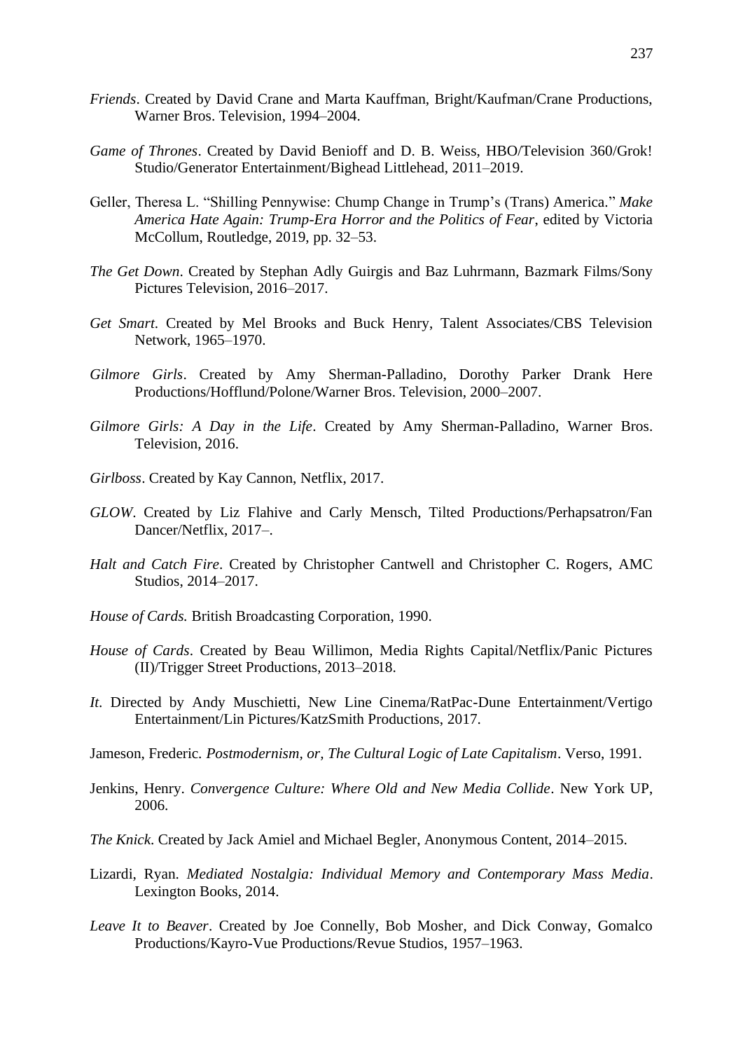*Friends*. Created by David Crane and Marta Kauffman, Bright/Kaufman/Crane Productions, Warner Bros. Television, 1994–2004.

*Game of Thrones*. Created by David Benioff and D. B. Weiss, HBO/Television 360/Grok! Studio/Generator Entertainment/Bighead Littlehead, 2011–2019.

Geller, Theresa L. "Shilling Pennywise: Chump Change in Trump's (Trans) America." *Make America Hate Again: Trump-Era Horror and the Politics of Fear*, edited by Victoria McCollum, Routledge, 2019, pp. 32–53.

*The Get Down*. Created by Stephan Adly Guirgis and Baz Luhrmann, Bazmark Films/Sony Pictures Television, 2016–2017.

*Get Smart*. Created by Mel Brooks and Buck Henry, Talent Associates/CBS Television Network, 1965–1970.

*Gilmore Girls*. Created by Amy Sherman-Palladino, Dorothy Parker Drank Here Productions/Hofflund/Polone/Warner Bros. Television, 2000–2007.

*Gilmore Girls: A Day in the Life*. Created by Amy Sherman-Palladino, Warner Bros. Television, 2016.

*Girlboss*. Created by Kay Cannon, Netflix, 2017.

*GLOW*. Created by Liz Flahive and Carly Mensch, Tilted Productions/Perhapsatron/Fan Dancer/Netflix, 2017–.

*Halt and Catch Fire*. Created by Christopher Cantwell and Christopher C. Rogers, AMC Studios, 2014–2017.

*House of Cards.* British Broadcasting Corporation, 1990.

*House of Cards*. Created by Beau Willimon, Media Rights Capital/Netflix/Panic Pictures (II)/Trigger Street Productions, 2013–2018.

*It*. Directed by Andy Muschietti, New Line Cinema/RatPac-Dune Entertainment/Vertigo Entertainment/Lin Pictures/KatzSmith Productions, 2017.

Jameson, Frederic. *Postmodernism, or, The Cultural Logic of Late Capitalism*. Verso, 1991.

Jenkins, Henry. *Convergence Culture: Where Old and New Media Collide*. New York UP, 2006.

*The Knick*. Created by Jack Amiel and Michael Begler, Anonymous Content, 2014–2015.

Lizardi, Ryan. *Mediated Nostalgia: Individual Memory and Contemporary Mass Media*. Lexington Books, 2014.

*Leave It to Beaver*. Created by Joe Connelly, Bob Mosher, and Dick Conway, Gomalco Productions/Kayro-Vue Productions/Revue Studios, 1957–1963.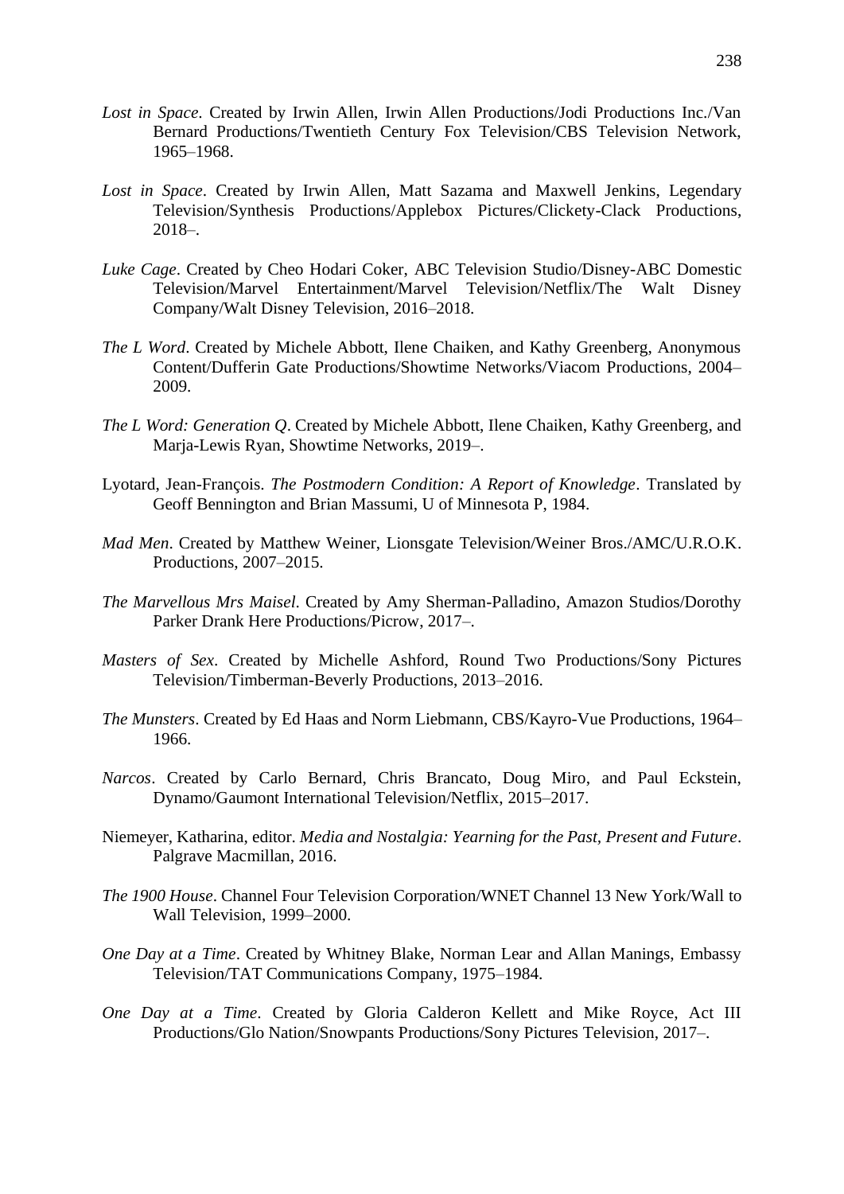*Lost in Space*. Created by Irwin Allen, Irwin Allen Productions/Jodi Productions Inc./Van Bernard Productions/Twentieth Century Fox Television/CBS Television Network, 1965–1968.

*Lost in Space*. Created by Irwin Allen, Matt Sazama and Maxwell Jenkins, Legendary Television/Synthesis Productions/Applebox Pictures/Clickety-Clack Productions, 2018–.

*Luke Cage*. Created by Cheo Hodari Coker, ABC Television Studio/Disney-ABC Domestic Television/Marvel Entertainment/Marvel Television/Netflix/The Walt Disney Company/Walt Disney Television, 2016–2018.

*The L Word*. Created by Michele Abbott, Ilene Chaiken, and Kathy Greenberg, Anonymous Content/Dufferin Gate Productions/Showtime Networks/Viacom Productions, 2004–2009.

*The L Word: Generation Q*. Created by Michele Abbott, Ilene Chaiken, Kathy Greenberg, and Marja-Lewis Ryan, Showtime Networks, 2019–.

Lyotard, Jean-François. *The Postmodern Condition: A Report of Knowledge*. Translated by Geoff Bennington and Brian Massumi, U of Minnesota P, 1984.

*Mad Men*. Created by Matthew Weiner, Lionsgate Television/Weiner Bros./AMC/U.R.O.K. Productions, 2007–2015.

*The Marvellous Mrs Maisel*. Created by Amy Sherman-Palladino, Amazon Studios/Dorothy Parker Drank Here Productions/Picrow, 2017–.

*Masters of Sex*. Created by Michelle Ashford, Round Two Productions/Sony Pictures Television/Timberman-Beverly Productions, 2013–2016.

*The Munsters*. Created by Ed Haas and Norm Liebmann, CBS/Kayro-Vue Productions, 1964–1966.

*Narcos*. Created by Carlo Bernard, Chris Brancato, Doug Miro, and Paul Eckstein, Dynamo/Gaumont International Television/Netflix, 2015–2017.

Niemeyer, Katharina, editor. *Media and Nostalgia: Yearning for the Past, Present and Future*. Palgrave Macmillan, 2016.

*The 1900 House*. Channel Four Television Corporation/WNET Channel 13 New York/Wall to Wall Television, 1999–2000.

*One Day at a Time*. Created by Whitney Blake, Norman Lear and Allan Manings, Embassy Television/TAT Communications Company, 1975–1984.

*One Day at a Time*. Created by Gloria Calderon Kellett and Mike Royce, Act III Productions/Glo Nation/Snowpants Productions/Sony Pictures Television, 2017–.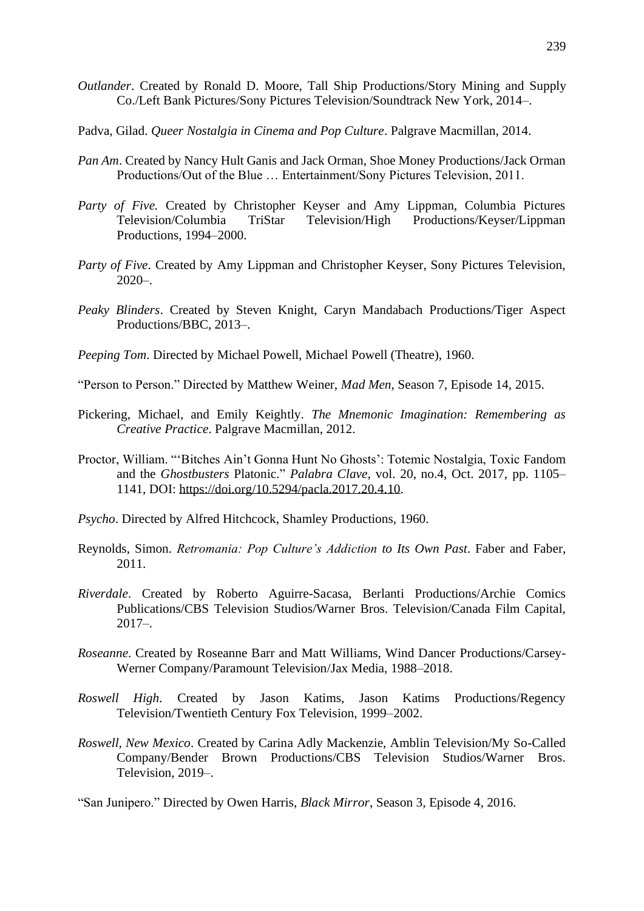*Outlander*. Created by Ronald D. Moore, Tall Ship Productions/Story Mining and Supply Co./Left Bank Pictures/Sony Pictures Television/Soundtrack New York, 2014–.

Padva, Gilad. *Queer Nostalgia in Cinema and Pop Culture*. Palgrave Macmillan, 2014.

*Pan Am*. Created by Nancy Hult Ganis and Jack Orman, Shoe Money Productions/Jack Orman Productions/Out of the Blue … Entertainment/Sony Pictures Television, 2011.

*Party of Five.* Created by Christopher Keyser and Amy Lippman, Columbia Pictures Television/Columbia TriStar Television/High Productions/Keyser/Lippman Productions, 1994–2000.

*Party of Five*. Created by Amy Lippman and Christopher Keyser, Sony Pictures Television, 2020–.

*Peaky Blinders*. Created by Steven Knight, Caryn Mandabach Productions/Tiger Aspect Productions/BBC, 2013–.

*Peeping Tom*. Directed by Michael Powell, Michael Powell (Theatre), 1960.

"Person to Person." Directed by Matthew Weiner, *Mad Men*, Season 7, Episode 14, 2015.

Pickering, Michael, and Emily Keightly. *The Mnemonic Imagination: Remembering as Creative Practice*. Palgrave Macmillan, 2012.

Proctor, William. "'Bitches Ain't Gonna Hunt No Ghosts': Totemic Nostalgia, Toxic Fandom and the *Ghostbusters* Platonic." *Palabra Clave*, vol. 20, no.4, Oct. 2017, pp. 1105–1141, DOI: https://doi.org/10.5294/pacla.2017.20.4.10.

*Psycho*. Directed by Alfred Hitchcock, Shamley Productions, 1960.

Reynolds, Simon. *Retromania: Pop Culture's Addiction to Its Own Past*. Faber and Faber, 2011.

*Riverdale*. Created by Roberto Aguirre-Sacasa, Berlanti Productions/Archie Comics Publications/CBS Television Studios/Warner Bros. Television/Canada Film Capital, 2017–.

*Roseanne*. Created by Roseanne Barr and Matt Williams, Wind Dancer Productions/Carsey-Werner Company/Paramount Television/Jax Media, 1988–2018.

*Roswell High*. Created by Jason Katims, Jason Katims Productions/Regency Television/Twentieth Century Fox Television, 1999–2002.

*Roswell, New Mexico*. Created by Carina Adly Mackenzie, Amblin Television/My So-Called Company/Bender Brown Productions/CBS Television Studios/Warner Bros. Television, 2019–.

"San Junipero." Directed by Owen Harris, *Black Mirror*, Season 3, Episode 4, 2016.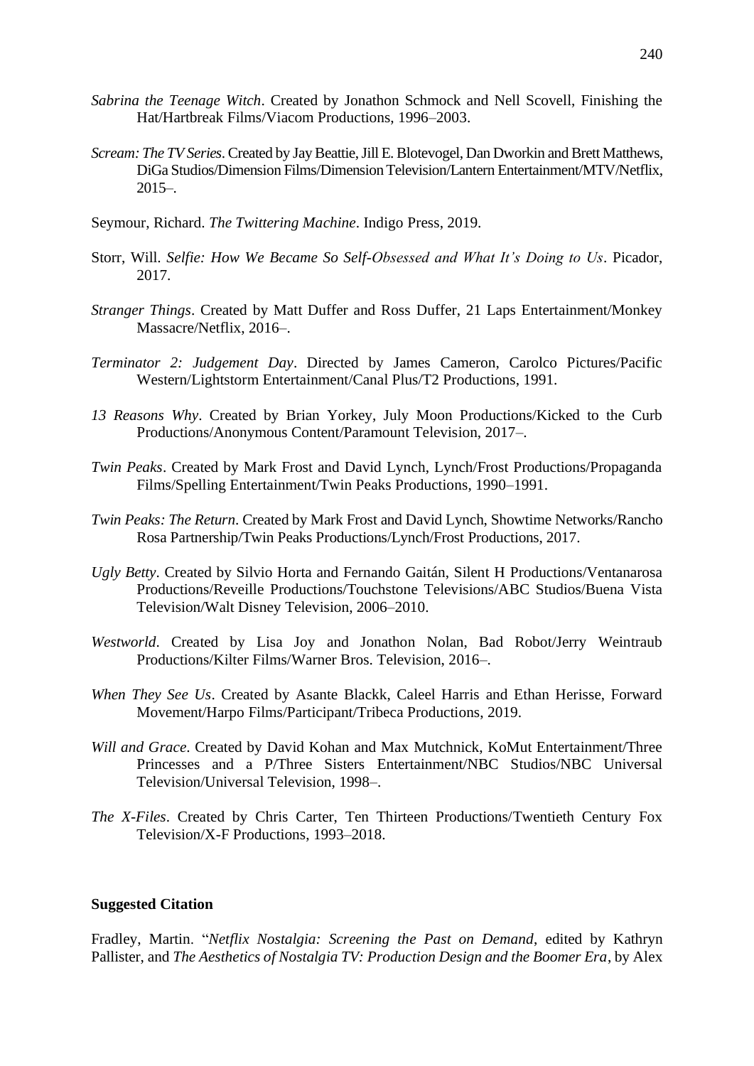*Sabrina the Teenage Witch*. Created by Jonathon Schmock and Nell Scovell, Finishing the Hat/Hartbreak Films/Viacom Productions, 1996–2003.

*Scream: The TV Series*. Created by Jay Beattie, Jill E. Blotevogel, Dan Dworkin and Brett Matthews, DiGa Studios/Dimension Films/Dimension Television/Lantern Entertainment/MTV/Netflix, 2015–.

Seymour, Richard. *The Twittering Machine*. Indigo Press, 2019.

Storr, Will. *Selfie: How We Became So Self-Obsessed and What It's Doing to Us*. Picador, 2017.

*Stranger Things*. Created by Matt Duffer and Ross Duffer, 21 Laps Entertainment/Monkey Massacre/Netflix, 2016–.

*Terminator 2: Judgement Day*. Directed by James Cameron, Carolco Pictures/Pacific Western/Lightstorm Entertainment/Canal Plus/T2 Productions, 1991.

*13 Reasons Why*. Created by Brian Yorkey, July Moon Productions/Kicked to the Curb Productions/Anonymous Content/Paramount Television, 2017–.

*Twin Peaks*. Created by Mark Frost and David Lynch, Lynch/Frost Productions/Propaganda Films/Spelling Entertainment/Twin Peaks Productions, 1990–1991.

*Twin Peaks: The Return*. Created by Mark Frost and David Lynch, Showtime Networks/Rancho Rosa Partnership/Twin Peaks Productions/Lynch/Frost Productions, 2017.

*Ugly Betty*. Created by Silvio Horta and Fernando Gaitán, Silent H Productions/Ventanarosa Productions/Reveille Productions/Touchstone Televisions/ABC Studios/Buena Vista Television/Walt Disney Television, 2006–2010.

*Westworld*. Created by Lisa Joy and Jonathon Nolan, Bad Robot/Jerry Weintraub Productions/Kilter Films/Warner Bros. Television, 2016–.

*When They See Us*. Created by Asante Blackk, Caleel Harris and Ethan Herisse, Forward Movement/Harpo Films/Participant/Tribeca Productions, 2019.

*Will and Grace*. Created by David Kohan and Max Mutchnick, KoMut Entertainment/Three Princesses and a P/Three Sisters Entertainment/NBC Studios/NBC Universal Television/Universal Television, 1998–.

*The X-Files*. Created by Chris Carter, Ten Thirteen Productions/Twentieth Century Fox Television/X-F Productions, 1993–2018.

**Suggested Citation**

Fradley, Martin. "*Netflix Nostalgia: Screening the Past on Demand*, edited by Kathryn Pallister, and *The Aesthetics of Nostalgia TV: Production Design and the Boomer Era*, by Alex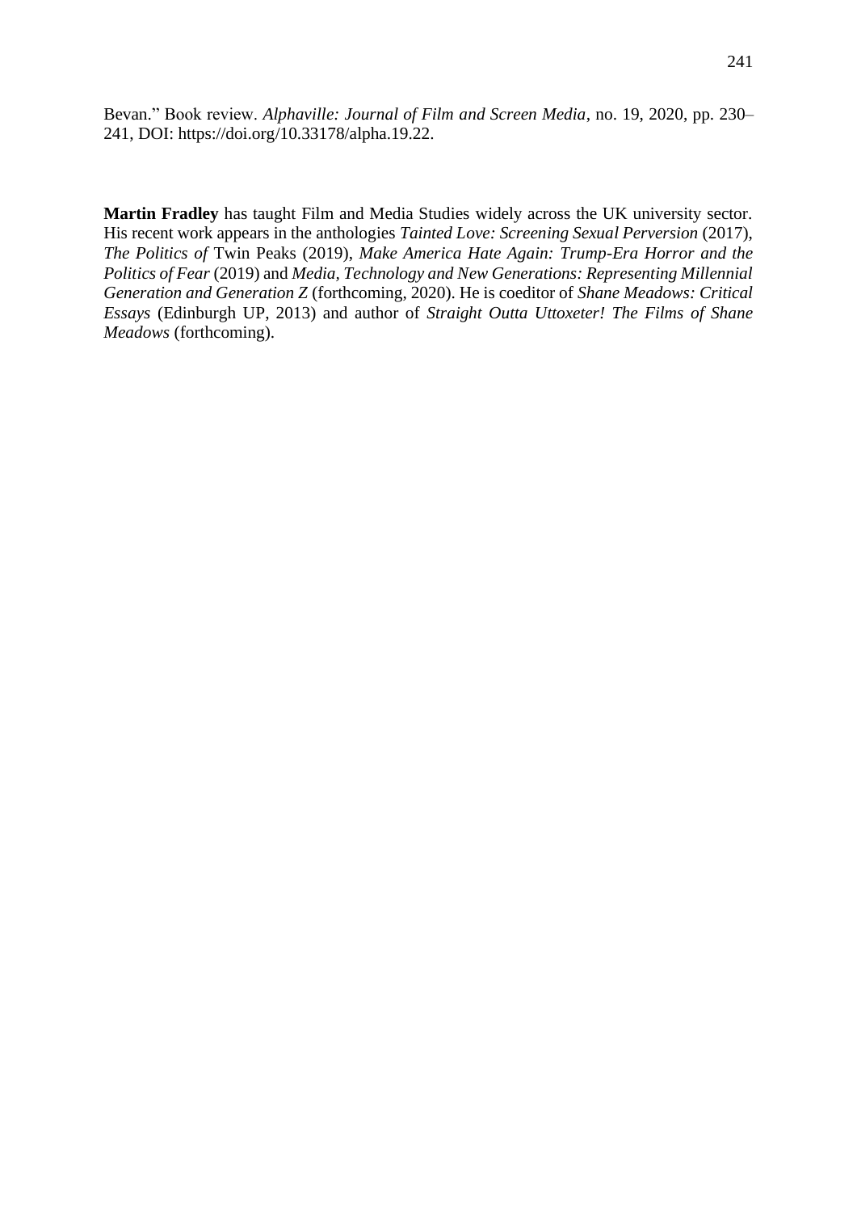Bevan." Book review. *Alphaville: Journal of Film and Screen Media*, no. 19, 2020, pp. 230–241, DOI: https://doi.org/10.33178/alpha.19.22.

**Martin Fradley** has taught Film and Media Studies widely across the UK university sector. His recent work appears in the anthologies *Tainted Love: Screening Sexual Perversion* (2017), *The Politics of* Twin Peaks (2019), *Make America Hate Again: Trump-Era Horror and the Politics of Fear* (2019) and *Media, Technology and New Generations: Representing Millennial Generation and Generation Z* (forthcoming, 2020). He is coeditor of *Shane Meadows: Critical Essays* (Edinburgh UP, 2013) and author of *Straight Outta Uttoxeter! The Films of Shane Meadows* (forthcoming).